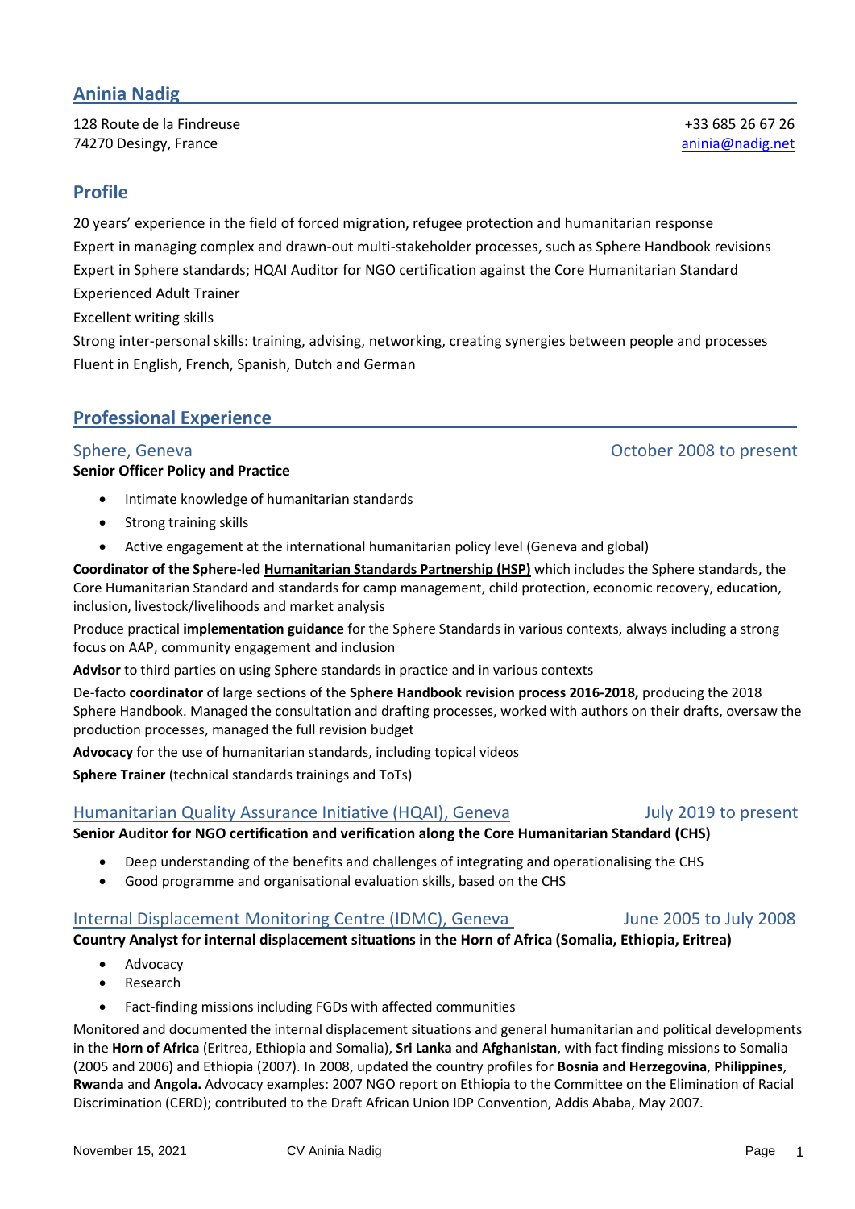# Aninia Nadig

128 Route de la Findreuse
74270 Desingy, France

+33 685 26 67 26
aninia@nadig.net

## Profile

20 years' experience in the field of forced migration, refugee protection and humanitarian response
Expert in managing complex and drawn-out multi-stakeholder processes, such as Sphere Handbook revisions
Expert in Sphere standards; HQAI Auditor for NGO certification against the Core Humanitarian Standard
Experienced Adult Trainer
Excellent writing skills
Strong inter-personal skills: training, advising, networking, creating synergies between people and processes
Fluent in English, French, Spanish, Dutch and German

## Professional Experience

### Sphere, Geneva — October 2008 to present

**Senior Officer Policy and Practice**

- Intimate knowledge of humanitarian standards
- Strong training skills
- Active engagement at the international humanitarian policy level (Geneva and global)

**Coordinator of the Sphere-led Humanitarian Standards Partnership (HSP)** which includes the Sphere standards, the Core Humanitarian Standard and standards for camp management, child protection, economic recovery, education, inclusion, livestock/livelihoods and market analysis

Produce practical **implementation guidance** for the Sphere Standards in various contexts, always including a strong focus on AAP, community engagement and inclusion

**Advisor** to third parties on using Sphere standards in practice and in various contexts

De-facto **coordinator** of large sections of the **Sphere Handbook revision process 2016-2018,** producing the 2018 Sphere Handbook. Managed the consultation and drafting processes, worked with authors on their drafts, oversaw the production processes, managed the full revision budget

**Advocacy** for the use of humanitarian standards, including topical videos

**Sphere Trainer** (technical standards trainings and ToTs)

### Humanitarian Quality Assurance Initiative (HQAI), Geneva — July 2019 to present

**Senior Auditor for NGO certification and verification along the Core Humanitarian Standard (CHS)**

- Deep understanding of the benefits and challenges of integrating and operationalising the CHS
- Good programme and organisational evaluation skills, based on the CHS

### Internal Displacement Monitoring Centre (IDMC), Geneva — June 2005 to July 2008

**Country Analyst for internal displacement situations in the Horn of Africa (Somalia, Ethiopia, Eritrea)**

- Advocacy
- Research
- Fact-finding missions including FGDs with affected communities

Monitored and documented the internal displacement situations and general humanitarian and political developments in the **Horn of Africa** (Eritrea, Ethiopia and Somalia), **Sri Lanka** and **Afghanistan**, with fact finding missions to Somalia (2005 and 2006) and Ethiopia (2007). In 2008, updated the country profiles for **Bosnia and Herzegovina**, **Philippines**, **Rwanda** and **Angola.** Advocacy examples: 2007 NGO report on Ethiopia to the Committee on the Elimination of Racial Discrimination (CERD); contributed to the Draft African Union IDP Convention, Addis Ababa, May 2007.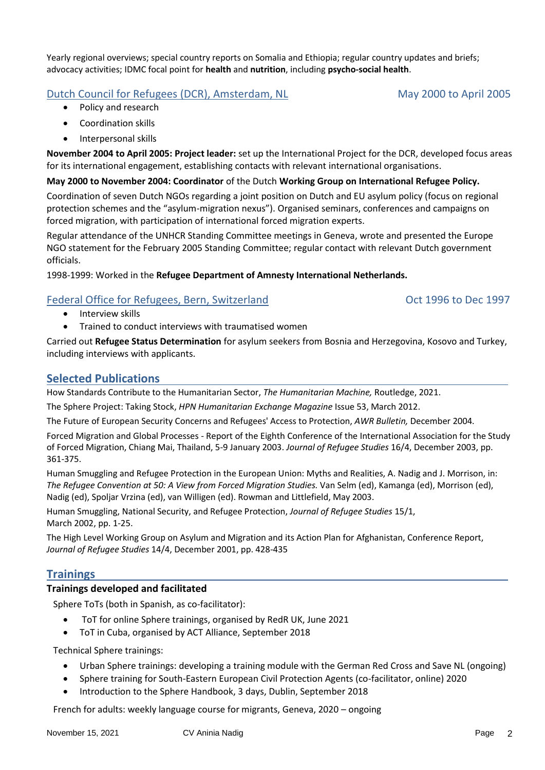Yearly regional overviews; special country reports on Somalia and Ethiopia; regular country updates and briefs; advocacy activities; IDMC focal point for **health** and **nutrition**, including **psycho-social health**.

### Dutch Council for Refugees (DCR), Amsterdam, NL — May 2000 to April 2005

- Policy and research
- Coordination skills
- Interpersonal skills

**November 2004 to April 2005: Project leader:** set up the International Project for the DCR, developed focus areas for its international engagement, establishing contacts with relevant international organisations.

**May 2000 to November 2004: Coordinator** of the Dutch **Working Group on International Refugee Policy.**

Coordination of seven Dutch NGOs regarding a joint position on Dutch and EU asylum policy (focus on regional protection schemes and the "asylum-migration nexus"). Organised seminars, conferences and campaigns on forced migration, with participation of international forced migration experts.

Regular attendance of the UNHCR Standing Committee meetings in Geneva, wrote and presented the Europe NGO statement for the February 2005 Standing Committee; regular contact with relevant Dutch government officials.

1998-1999: Worked in the **Refugee Department of Amnesty International Netherlands.**

### Federal Office for Refugees, Bern, Switzerland — Oct 1996 to Dec 1997

- Interview skills
- Trained to conduct interviews with traumatised women

Carried out **Refugee Status Determination** for asylum seekers from Bosnia and Herzegovina, Kosovo and Turkey, including interviews with applicants.

## Selected Publications

How Standards Contribute to the Humanitarian Sector, *The Humanitarian Machine,* Routledge, 2021.

The Sphere Project: Taking Stock, *HPN Humanitarian Exchange Magazine* Issue 53, March 2012.

The Future of European Security Concerns and Refugees' Access to Protection, *AWR Bulletin,* December 2004.

Forced Migration and Global Processes - Report of the Eighth Conference of the International Association for the Study of Forced Migration, Chiang Mai, Thailand, 5-9 January 2003. *Journal of Refugee Studies* 16/4, December 2003, pp. 361-375.

Human Smuggling and Refugee Protection in the European Union: Myths and Realities, A. Nadig and J. Morrison, in: *The Refugee Convention at 50: A View from Forced Migration Studies.* Van Selm (ed), Kamanga (ed), Morrison (ed), Nadig (ed), Spoljar Vrzina (ed), van Willigen (ed). Rowman and Littlefield, May 2003.

Human Smuggling, National Security, and Refugee Protection, *Journal of Refugee Studies* 15/1, March 2002, pp. 1-25.

The High Level Working Group on Asylum and Migration and its Action Plan for Afghanistan, Conference Report, *Journal of Refugee Studies* 14/4, December 2001, pp. 428-435

## Trainings

### Trainings developed and facilitated

Sphere ToTs (both in Spanish, as co-facilitator):

- ToT for online Sphere trainings, organised by RedR UK, June 2021
- ToT in Cuba, organised by ACT Alliance, September 2018

Technical Sphere trainings:

- Urban Sphere trainings: developing a training module with the German Red Cross and Save NL (ongoing)
- Sphere training for South-Eastern European Civil Protection Agents (co-facilitator, online) 2020
- Introduction to the Sphere Handbook, 3 days, Dublin, September 2018

French for adults: weekly language course for migrants, Geneva, 2020 – ongoing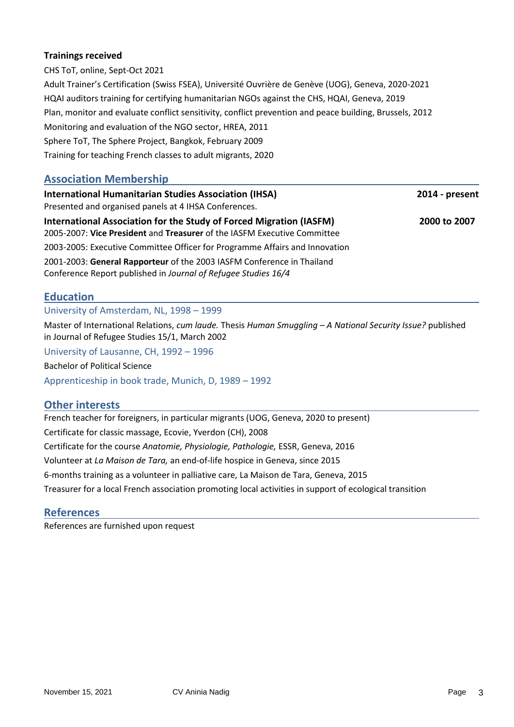**Trainings received**

CHS ToT, online, Sept-Oct 2021

Adult Trainer's Certification (Swiss FSEA), Université Ouvrière de Genève (UOG), Geneva, 2020-2021

HQAI auditors training for certifying humanitarian NGOs against the CHS, HQAI, Geneva, 2019

Plan, monitor and evaluate conflict sensitivity, conflict prevention and peace building, Brussels, 2012

Monitoring and evaluation of the NGO sector, HREA, 2011

Sphere ToT, The Sphere Project, Bangkok, February 2009

Training for teaching French classes to adult migrants, 2020

## Association Membership

**International Humanitarian Studies Association (IHSA)** — **2014 - present**

Presented and organised panels at 4 IHSA Conferences.

**International Association for the Study of Forced Migration (IASFM)** — **2000 to 2007**

2005-2007: **Vice President** and **Treasurer** of the IASFM Executive Committee

2003-2005: Executive Committee Officer for Programme Affairs and Innovation

2001-2003: **General Rapporteur** of the 2003 IASFM Conference in Thailand
Conference Report published in *Journal of Refugee Studies 16/4*

## Education

### University of Amsterdam, NL, 1998 – 1999

Master of International Relations, *cum laude.* Thesis *Human Smuggling – A National Security Issue?* published in Journal of Refugee Studies 15/1, March 2002

### University of Lausanne, CH, 1992 – 1996

Bachelor of Political Science

### Apprenticeship in book trade, Munich, D, 1989 – 1992

## Other interests

French teacher for foreigners, in particular migrants (UOG, Geneva, 2020 to present)

Certificate for classic massage, Ecovie, Yverdon (CH), 2008

Certificate for the course *Anatomie, Physiologie, Pathologie,* ESSR, Geneva, 2016

Volunteer at *La Maison de Tara,* an end-of-life hospice in Geneva, since 2015

6-months training as a volunteer in palliative care, La Maison de Tara, Geneva, 2015

Treasurer for a local French association promoting local activities in support of ecological transition

## References

References are furnished upon request